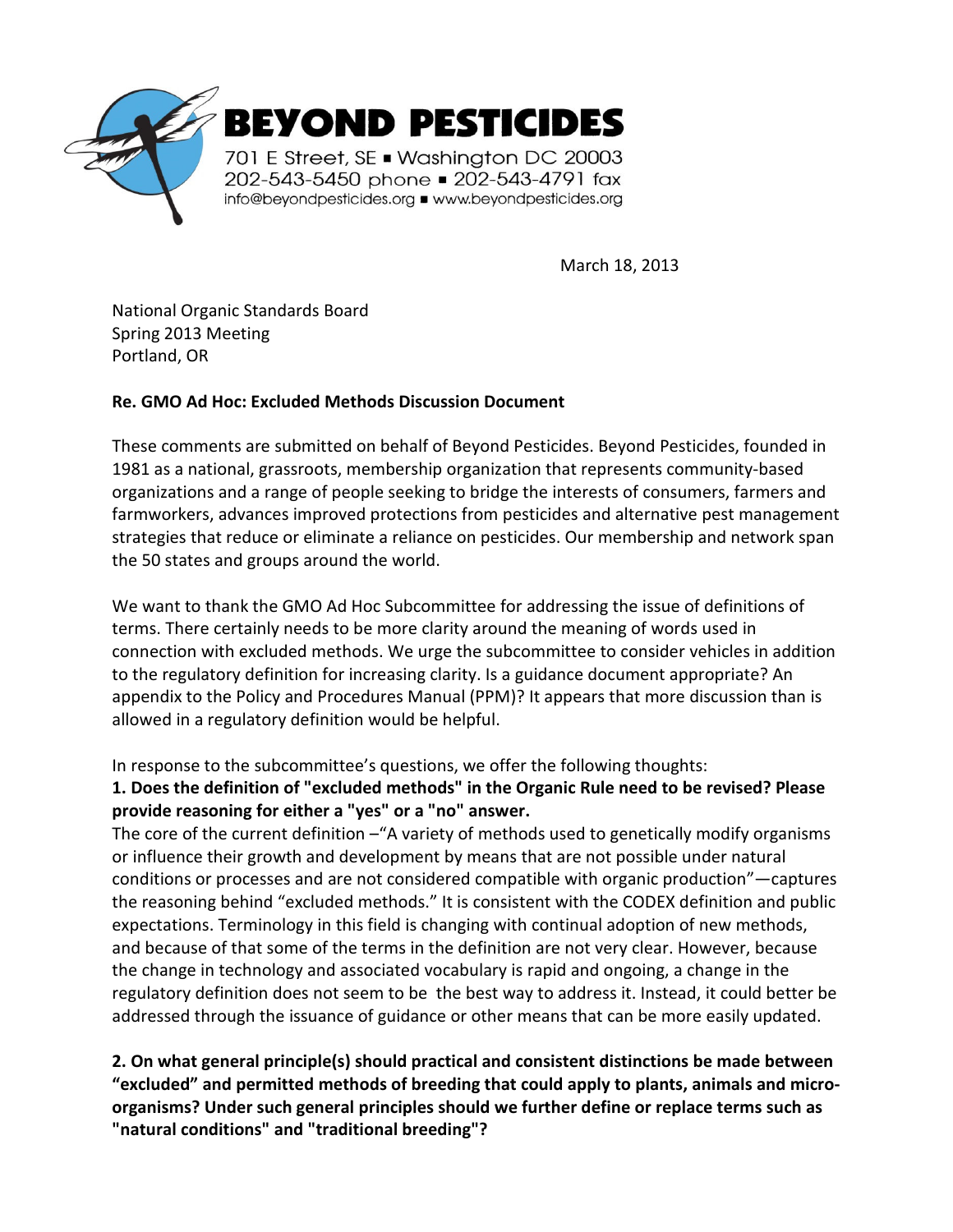**BEYOND PESTICIDES**

701 E Street, SE ▪ Washington DC 20003
202-543-5450 phone ▪ 202-543-4791 fax
info@beyondpesticides.org ▪ www.beyondpesticides.org

March 18, 2013

National Organic Standards Board
Spring 2013 Meeting
Portland, OR

**Re. GMO Ad Hoc: Excluded Methods Discussion Document**

These comments are submitted on behalf of Beyond Pesticides. Beyond Pesticides, founded in 1981 as a national, grassroots, membership organization that represents community-based organizations and a range of people seeking to bridge the interests of consumers, farmers and farmworkers, advances improved protections from pesticides and alternative pest management strategies that reduce or eliminate a reliance on pesticides. Our membership and network span the 50 states and groups around the world.

We want to thank the GMO Ad Hoc Subcommittee for addressing the issue of definitions of terms. There certainly needs to be more clarity around the meaning of words used in connection with excluded methods. We urge the subcommittee to consider vehicles in addition to the regulatory definition for increasing clarity. Is a guidance document appropriate? An appendix to the Policy and Procedures Manual (PPM)? It appears that more discussion than is allowed in a regulatory definition would be helpful.

In response to the subcommittee's questions, we offer the following thoughts:

**1. Does the definition of "excluded methods" in the Organic Rule need to be revised? Please provide reasoning for either a "yes" or a "no" answer.**

The core of the current definition –"A variety of methods used to genetically modify organisms or influence their growth and development by means that are not possible under natural conditions or processes and are not considered compatible with organic production"—captures the reasoning behind "excluded methods." It is consistent with the CODEX definition and public expectations. Terminology in this field is changing with continual adoption of new methods, and because of that some of the terms in the definition are not very clear. However, because the change in technology and associated vocabulary is rapid and ongoing, a change in the regulatory definition does not seem to be the best way to address it. Instead, it could better be addressed through the issuance of guidance or other means that can be more easily updated.

**2. On what general principle(s) should practical and consistent distinctions be made between "excluded" and permitted methods of breeding that could apply to plants, animals and micro-organisms? Under such general principles should we further define or replace terms such as "natural conditions" and "traditional breeding"?**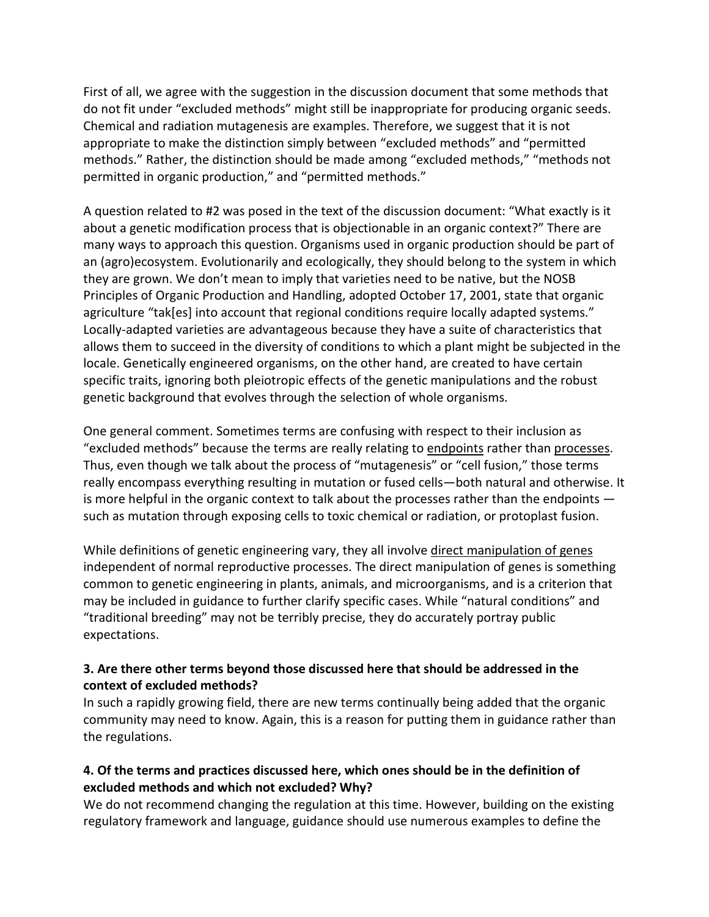First of all, we agree with the suggestion in the discussion document that some methods that do not fit under "excluded methods" might still be inappropriate for producing organic seeds. Chemical and radiation mutagenesis are examples. Therefore, we suggest that it is not appropriate to make the distinction simply between "excluded methods" and "permitted methods." Rather, the distinction should be made among "excluded methods," "methods not permitted in organic production," and "permitted methods."

A question related to #2 was posed in the text of the discussion document: "What exactly is it about a genetic modification process that is objectionable in an organic context?" There are many ways to approach this question. Organisms used in organic production should be part of an (agro)ecosystem. Evolutionarily and ecologically, they should belong to the system in which they are grown. We don't mean to imply that varieties need to be native, but the NOSB Principles of Organic Production and Handling, adopted October 17, 2001, state that organic agriculture "tak[es] into account that regional conditions require locally adapted systems." Locally-adapted varieties are advantageous because they have a suite of characteristics that allows them to succeed in the diversity of conditions to which a plant might be subjected in the locale. Genetically engineered organisms, on the other hand, are created to have certain specific traits, ignoring both pleiotropic effects of the genetic manipulations and the robust genetic background that evolves through the selection of whole organisms.

One general comment. Sometimes terms are confusing with respect to their inclusion as "excluded methods" because the terms are really relating to <u>endpoints</u> rather than <u>processes</u>. Thus, even though we talk about the process of "mutagenesis" or "cell fusion," those terms really encompass everything resulting in mutation or fused cells—both natural and otherwise. It is more helpful in the organic context to talk about the processes rather than the endpoints — such as mutation through exposing cells to toxic chemical or radiation, or protoplast fusion.

While definitions of genetic engineering vary, they all involve <u>direct manipulation of genes</u> independent of normal reproductive processes. The direct manipulation of genes is something common to genetic engineering in plants, animals, and microorganisms, and is a criterion that may be included in guidance to further clarify specific cases. While "natural conditions" and "traditional breeding" may not be terribly precise, they do accurately portray public expectations.

**3. Are there other terms beyond those discussed here that should be addressed in the context of excluded methods?**

In such a rapidly growing field, there are new terms continually being added that the organic community may need to know. Again, this is a reason for putting them in guidance rather than the regulations.

**4. Of the terms and practices discussed here, which ones should be in the definition of excluded methods and which not excluded? Why?**

We do not recommend changing the regulation at this time. However, building on the existing regulatory framework and language, guidance should use numerous examples to define the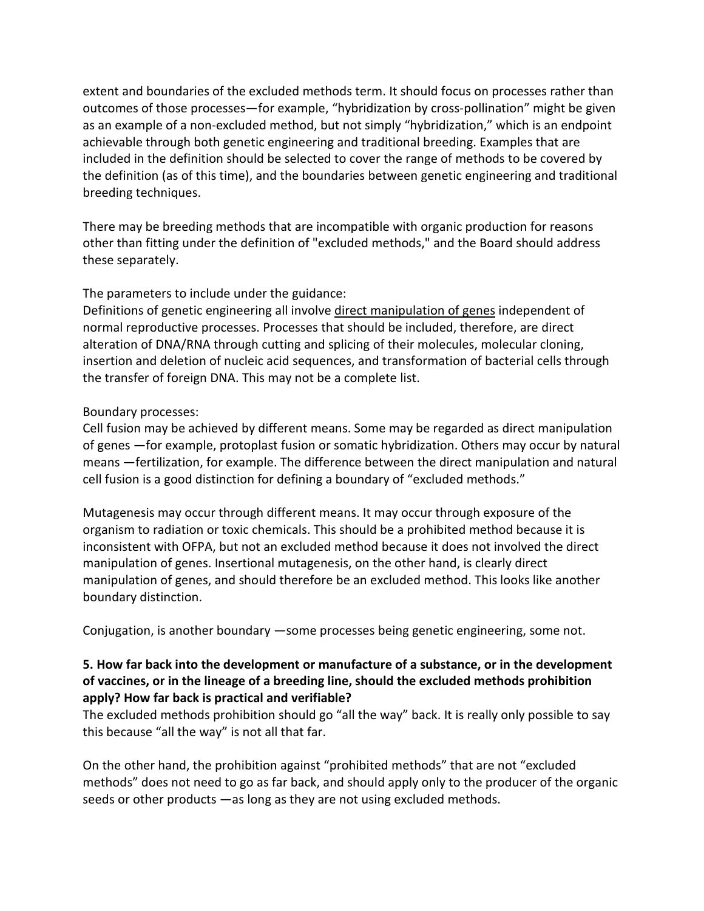extent and boundaries of the excluded methods term. It should focus on processes rather than outcomes of those processes—for example, "hybridization by cross-pollination" might be given as an example of a non-excluded method, but not simply "hybridization," which is an endpoint achievable through both genetic engineering and traditional breeding. Examples that are included in the definition should be selected to cover the range of methods to be covered by the definition (as of this time), and the boundaries between genetic engineering and traditional breeding techniques.

There may be breeding methods that are incompatible with organic production for reasons other than fitting under the definition of "excluded methods," and the Board should address these separately.

The parameters to include under the guidance:
Definitions of genetic engineering all involve <u>direct manipulation of genes</u> independent of normal reproductive processes. Processes that should be included, therefore, are direct alteration of DNA/RNA through cutting and splicing of their molecules, molecular cloning, insertion and deletion of nucleic acid sequences, and transformation of bacterial cells through the transfer of foreign DNA. This may not be a complete list.

Boundary processes:
Cell fusion may be achieved by different means. Some may be regarded as direct manipulation of genes —for example, protoplast fusion or somatic hybridization. Others may occur by natural means —fertilization, for example. The difference between the direct manipulation and natural cell fusion is a good distinction for defining a boundary of "excluded methods."

Mutagenesis may occur through different means. It may occur through exposure of the organism to radiation or toxic chemicals. This should be a prohibited method because it is inconsistent with OFPA, but not an excluded method because it does not involved the direct manipulation of genes. Insertional mutagenesis, on the other hand, is clearly direct manipulation of genes, and should therefore be an excluded method. This looks like another boundary distinction.

Conjugation, is another boundary —some processes being genetic engineering, some not.

**5. How far back into the development or manufacture of a substance, or in the development of vaccines, or in the lineage of a breeding line, should the excluded methods prohibition apply? How far back is practical and verifiable?**
The excluded methods prohibition should go "all the way" back. It is really only possible to say this because "all the way" is not all that far.

On the other hand, the prohibition against "prohibited methods" that are not "excluded methods" does not need to go as far back, and should apply only to the producer of the organic seeds or other products —as long as they are not using excluded methods.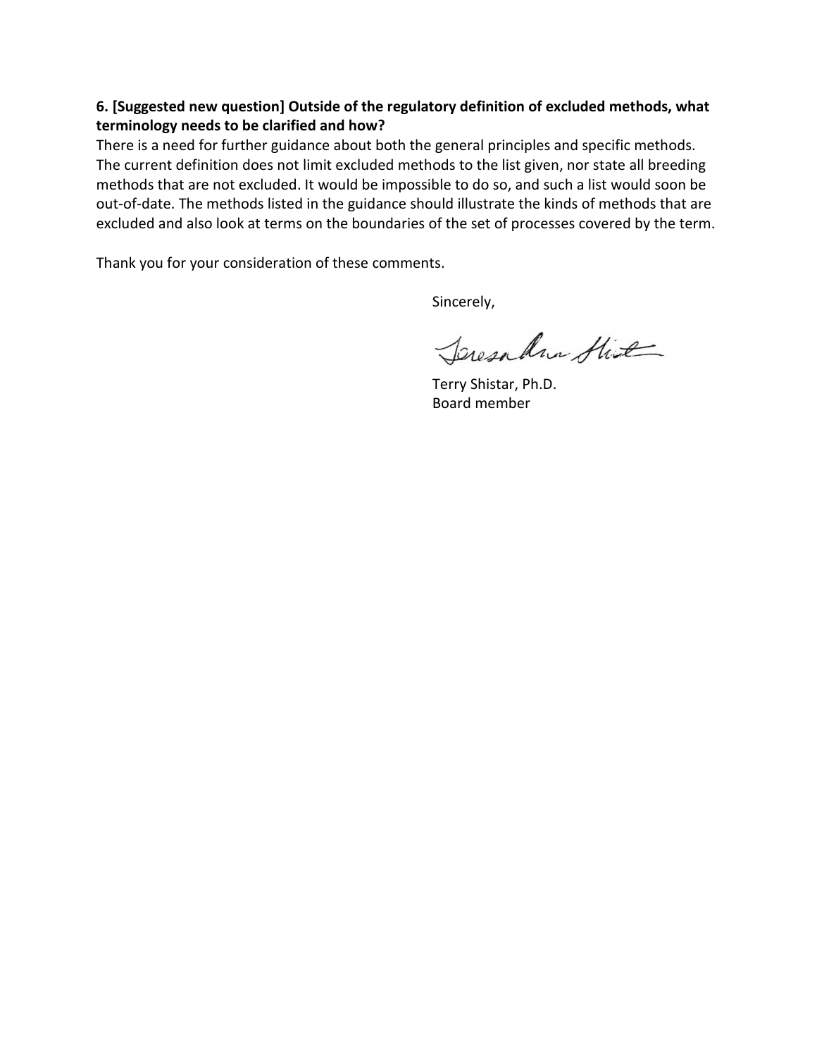**6. [Suggested new question] Outside of the regulatory definition of excluded methods, what terminology needs to be clarified and how?**

There is a need for further guidance about both the general principles and specific methods. The current definition does not limit excluded methods to the list given, nor state all breeding methods that are not excluded. It would be impossible to do so, and such a list would soon be out-of-date. The methods listed in the guidance should illustrate the kinds of methods that are excluded and also look at terms on the boundaries of the set of processes covered by the term.

Thank you for your consideration of these comments.

Sincerely,

Terry Shistar, Ph.D.
Board member